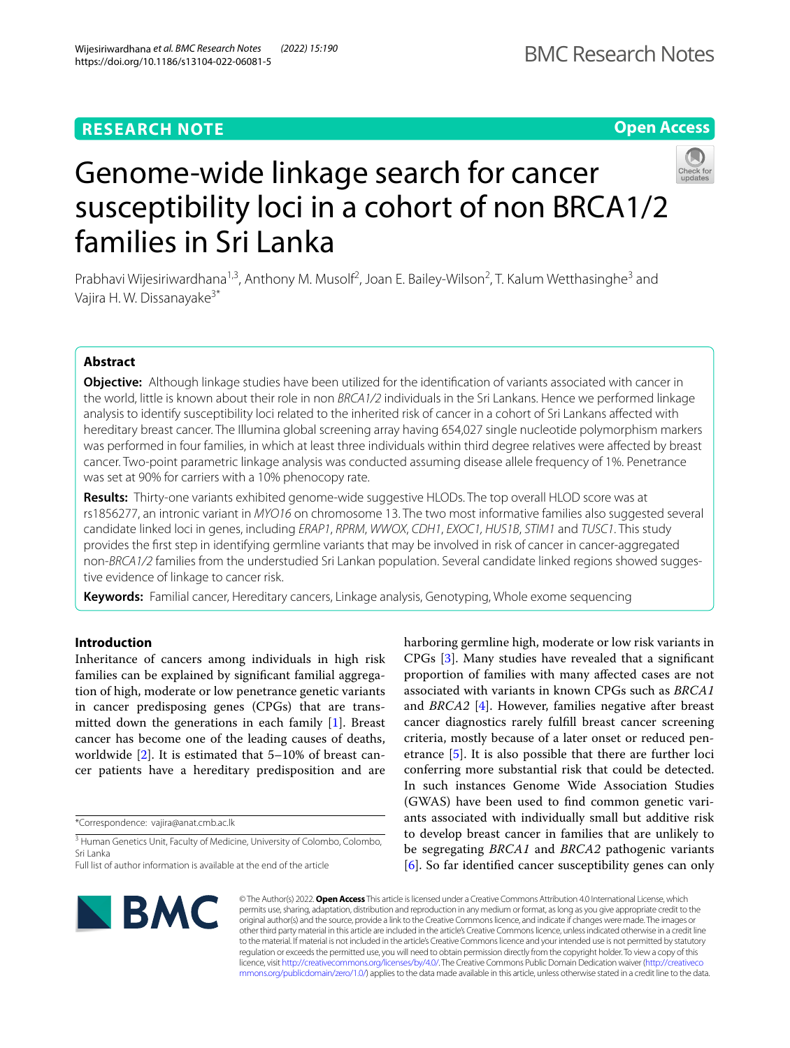RESEARCH NOTE

Open Access

# Genome-wide linkage search for cancer susceptibility loci in a cohort of non BRCA1/2 families in Sri Lanka

Prabhavi Wijesiriwardhana[1,3], Anthony M. Musolf[2], Joan E. Bailey-Wilson[2], T. Kalum Wetthasinghe[3] and Vajira H. W. Dissanayake[3*]

## Abstract

**Objective:** Although linkage studies have been utilized for the identification of variants associated with cancer in the world, little is known about their role in non *BRCA1/2* individuals in the Sri Lankans. Hence we performed linkage analysis to identify susceptibility loci related to the inherited risk of cancer in a cohort of Sri Lankans affected with hereditary breast cancer. The Illumina global screening array having 654,027 single nucleotide polymorphism markers was performed in four families, in which at least three individuals within third degree relatives were affected by breast cancer. Two-point parametric linkage analysis was conducted assuming disease allele frequency of 1%. Penetrance was set at 90% for carriers with a 10% phenocopy rate.

**Results:** Thirty-one variants exhibited genome-wide suggestive HLODs. The top overall HLOD score was at rs1856277, an intronic variant in *MYO16* on chromosome 13. The two most informative families also suggested several candidate linked loci in genes, including *ERAP1*, *RPRM*, *WWOX*, *CDH1*, *EXOC1*, *HUS1B*, *STIM1* and *TUSC1*. This study provides the first step in identifying germline variants that may be involved in risk of cancer in cancer-aggregated non-*BRCA1/2* families from the understudied Sri Lankan population. Several candidate linked regions showed suggestive evidence of linkage to cancer risk.

**Keywords:** Familial cancer, Hereditary cancers, Linkage analysis, Genotyping, Whole exome sequencing

## Introduction

Inheritance of cancers among individuals in high risk families can be explained by significant familial aggregation of high, moderate or low penetrance genetic variants in cancer predisposing genes (CPGs) that are transmitted down the generations in each family [1]. Breast cancer has become one of the leading causes of deaths, worldwide [2]. It is estimated that 5–10% of breast cancer patients have a hereditary predisposition and are harboring germline high, moderate or low risk variants in CPGs [3]. Many studies have revealed that a significant proportion of families with many affected cases are not associated with variants in known CPGs such as *BRCA1* and *BRCA2* [4]. However, families negative after breast cancer diagnostics rarely fulfill breast cancer screening criteria, mostly because of a later onset or reduced penetrance [5]. It is also possible that there are further loci conferring more substantial risk that could be detected. In such instances Genome Wide Association Studies (GWAS) have been used to find common genetic variants associated with individually small but additive risk to develop breast cancer in families that are unlikely to be segregating *BRCA1* and *BRCA2* pathogenic variants [6]. So far identified cancer susceptibility genes can only

*Correspondence: vajira@anat.cmb.ac.lk

[3] Human Genetics Unit, Faculty of Medicine, University of Colombo, Colombo, Sri Lanka

Full list of author information is available at the end of the article

© The Author(s) 2022. **Open Access** This article is licensed under a Creative Commons Attribution 4.0 International License, which permits use, sharing, adaptation, distribution and reproduction in any medium or format, as long as you give appropriate credit to the original author(s) and the source, provide a link to the Creative Commons licence, and indicate if changes were made. The images or other third party material in this article are included in the article's Creative Commons licence, unless indicated otherwise in a credit line to the material. If material is not included in the article's Creative Commons licence and your intended use is not permitted by statutory regulation or exceeds the permitted use, you will need to obtain permission directly from the copyright holder. To view a copy of this licence, visit http://creativecommons.org/licenses/by/4.0/. The Creative Commons Public Domain Dedication waiver (http://creativecommons.org/publicdomain/zero/1.0/) applies to the data made available in this article, unless otherwise stated in a credit line to the data.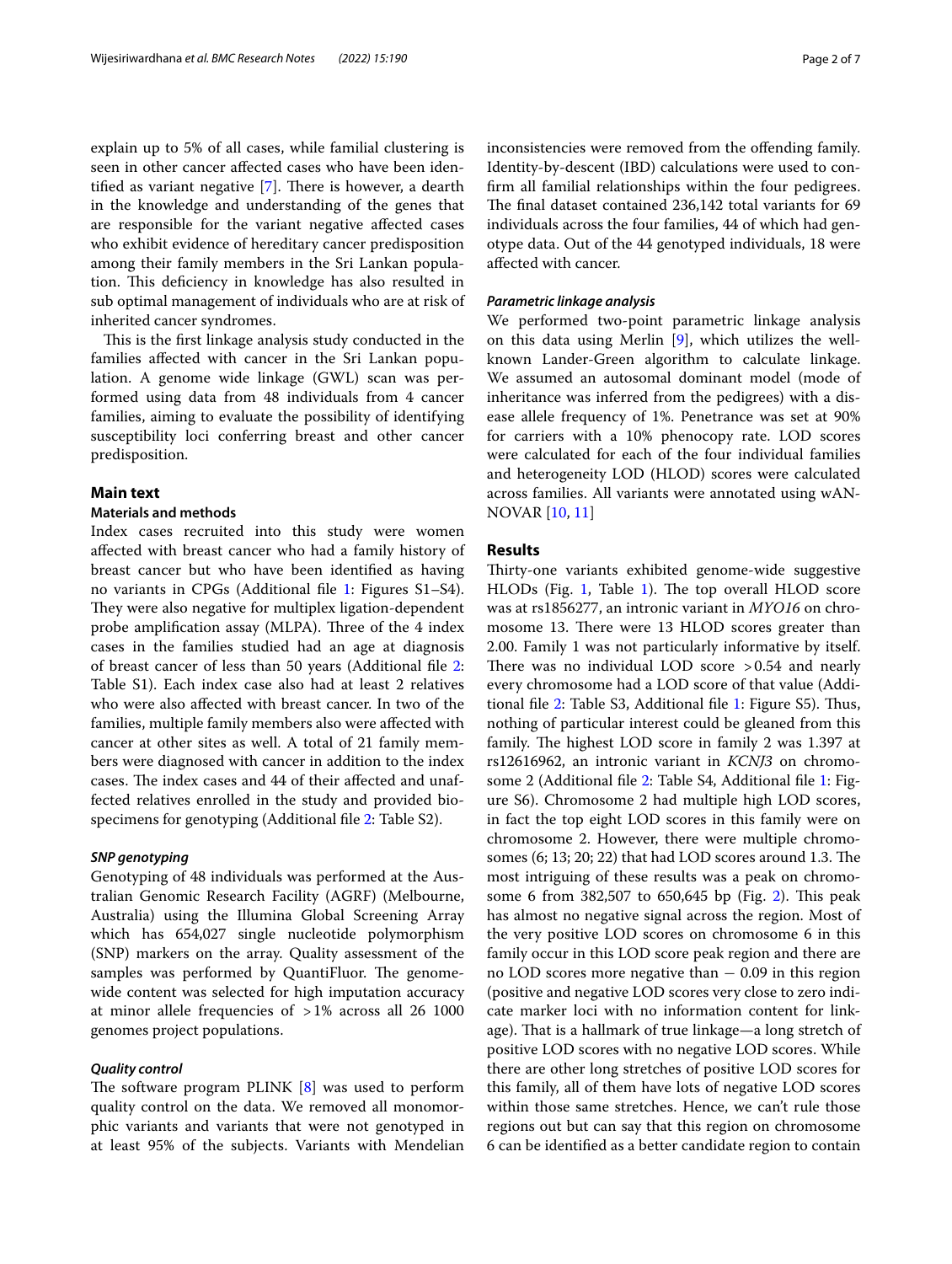explain up to 5% of all cases, while familial clustering is seen in other cancer affected cases who have been identified as variant negative [7]. There is however, a dearth in the knowledge and understanding of the genes that are responsible for the variant negative affected cases who exhibit evidence of hereditary cancer predisposition among their family members in the Sri Lankan population. This deficiency in knowledge has also resulted in sub optimal management of individuals who are at risk of inherited cancer syndromes.

This is the first linkage analysis study conducted in the families affected with cancer in the Sri Lankan population. A genome wide linkage (GWL) scan was performed using data from 48 individuals from 4 cancer families, aiming to evaluate the possibility of identifying susceptibility loci conferring breast and other cancer predisposition.

## Main text

### Materials and methods

Index cases recruited into this study were women affected with breast cancer who had a family history of breast cancer but who have been identified as having no variants in CPGs (Additional file 1: Figures S1–S4). They were also negative for multiplex ligation-dependent probe amplification assay (MLPA). Three of the 4 index cases in the families studied had an age at diagnosis of breast cancer of less than 50 years (Additional file 2: Table S1). Each index case also had at least 2 relatives who were also affected with breast cancer. In two of the families, multiple family members also were affected with cancer at other sites as well. A total of 21 family members were diagnosed with cancer in addition to the index cases. The index cases and 44 of their affected and unaffected relatives enrolled in the study and provided biospecimens for genotyping (Additional file 2: Table S2).

#### *SNP genotyping*

Genotyping of 48 individuals was performed at the Australian Genomic Research Facility (AGRF) (Melbourne, Australia) using the Illumina Global Screening Array which has 654,027 single nucleotide polymorphism (SNP) markers on the array. Quality assessment of the samples was performed by QuantiFluor. The genome-wide content was selected for high imputation accuracy at minor allele frequencies of >1% across all 26 1000 genomes project populations.

#### *Quality control*

The software program PLINK [8] was used to perform quality control on the data. We removed all monomorphic variants and variants that were not genotyped in at least 95% of the subjects. Variants with Mendelian inconsistencies were removed from the offending family. Identity-by-descent (IBD) calculations were used to confirm all familial relationships within the four pedigrees. The final dataset contained 236,142 total variants for 69 individuals across the four families, 44 of which had genotype data. Out of the 44 genotyped individuals, 18 were affected with cancer.

#### *Parametric linkage analysis*

We performed two-point parametric linkage analysis on this data using Merlin [9], which utilizes the well-known Lander-Green algorithm to calculate linkage. We assumed an autosomal dominant model (mode of inheritance was inferred from the pedigrees) with a disease allele frequency of 1%. Penetrance was set at 90% for carriers with a 10% phenocopy rate. LOD scores were calculated for each of the four individual families and heterogeneity LOD (HLOD) scores were calculated across families. All variants were annotated using wANNOVAR [10, 11]

### Results

Thirty-one variants exhibited genome-wide suggestive HLODs (Fig. 1, Table 1). The top overall HLOD score was at rs1856277, an intronic variant in *MYO16* on chromosome 13. There were 13 HLOD scores greater than 2.00. Family 1 was not particularly informative by itself. There was no individual LOD score >0.54 and nearly every chromosome had a LOD score of that value (Additional file 2: Table S3, Additional file 1: Figure S5). Thus, nothing of particular interest could be gleaned from this family. The highest LOD score in family 2 was 1.397 at rs12616962, an intronic variant in *KCNJ3* on chromosome 2 (Additional file 2: Table S4, Additional file 1: Figure S6). Chromosome 2 had multiple high LOD scores, in fact the top eight LOD scores in this family were on chromosome 2. However, there were multiple chromosomes (6; 13; 20; 22) that had LOD scores around 1.3. The most intriguing of these results was a peak on chromosome 6 from 382,507 to 650,645 bp (Fig. 2). This peak has almost no negative signal across the region. Most of the very positive LOD scores on chromosome 6 in this family occur in this LOD score peak region and there are no LOD scores more negative than − 0.09 in this region (positive and negative LOD scores very close to zero indicate marker loci with no information content for linkage). That is a hallmark of true linkage—a long stretch of positive LOD scores with no negative LOD scores. While there are other long stretches of positive LOD scores for this family, all of them have lots of negative LOD scores within those same stretches. Hence, we can't rule those regions out but can say that this region on chromosome 6 can be identified as a better candidate region to contain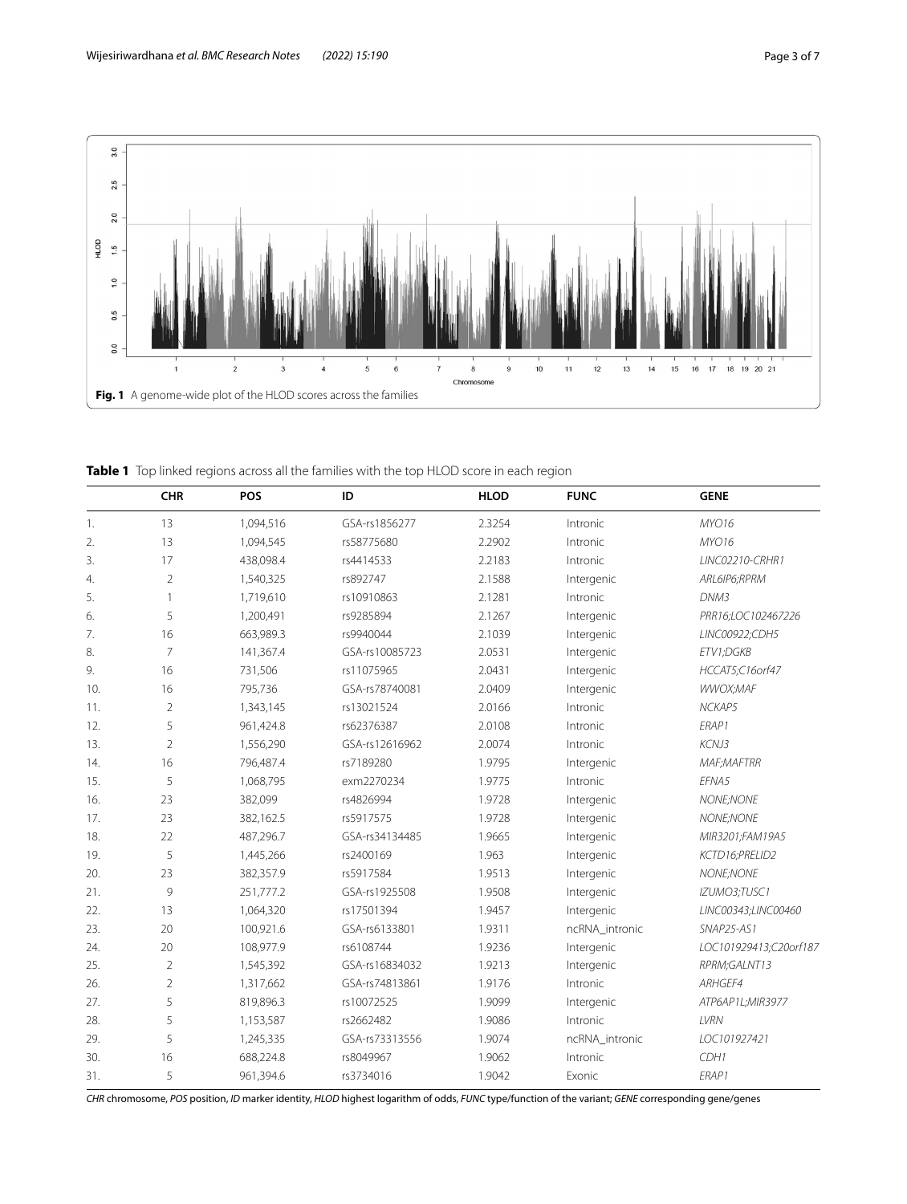Fig. 1 A genome-wide plot of the HLOD scores across the families

**Table 1** Top linked regions across all the families with the top HLOD score in each region

| | CHR | POS | ID | HLOD | FUNC | GENE |
|---|---|---|---|---|---|---|
| 1. | 13 | 1,094,516 | GSA-rs1856277 | 2.3254 | Intronic | *MYO16* |
| 2. | 13 | 1,094,545 | rs58775680 | 2.2902 | Intronic | *MYO16* |
| 3. | 17 | 438,098.4 | rs4414533 | 2.2183 | Intronic | *LINC02210-CRHR1* |
| 4. | 2 | 1,540,325 | rs892747 | 2.1588 | Intergenic | *ARL6IP6;RPRM* |
| 5. | 1 | 1,719,610 | rs10910863 | 2.1281 | Intronic | *DNM3* |
| 6. | 5 | 1,200,491 | rs9285894 | 2.1267 | Intergenic | *PRR16;LOC102467226* |
| 7. | 16 | 663,989.3 | rs9940044 | 2.1039 | Intergenic | *LINC00922;CDH5* |
| 8. | 7 | 141,367.4 | GSA-rs10085723 | 2.0531 | Intergenic | *ETV1;DGKB* |
| 9. | 16 | 731,506 | rs11075965 | 2.0431 | Intergenic | *HCCAT5;C16orf47* |
| 10. | 16 | 795,736 | GSA-rs78740081 | 2.0409 | Intergenic | *WWOX;MAF* |
| 11. | 2 | 1,343,145 | rs13021524 | 2.0166 | Intronic | *NCKAP5* |
| 12. | 5 | 961,424.8 | rs62376387 | 2.0108 | Intronic | *ERAP1* |
| 13. | 2 | 1,556,290 | GSA-rs12616962 | 2.0074 | Intronic | *KCNJ3* |
| 14. | 16 | 796,487.4 | rs7189280 | 1.9795 | Intergenic | *MAF;MAFTRR* |
| 15. | 5 | 1,068,795 | exm2270234 | 1.9775 | Intronic | *EFNA5* |
| 16. | 23 | 382,099 | rs4826994 | 1.9728 | Intergenic | *NONE;NONE* |
| 17. | 23 | 382,162.5 | rs5917575 | 1.9728 | Intergenic | *NONE;NONE* |
| 18. | 22 | 487,296.7 | GSA-rs34134485 | 1.9665 | Intergenic | *MIR3201;FAM19A5* |
| 19. | 5 | 1,445,266 | rs2400169 | 1.963 | Intergenic | *KCTD16;PRELID2* |
| 20. | 23 | 382,357.9 | rs5917584 | 1.9513 | Intergenic | *NONE;NONE* |
| 21. | 9 | 251,777.2 | GSA-rs1925508 | 1.9508 | Intergenic | *IZUMO3;TUSC1* |
| 22. | 13 | 1,064,320 | rs17501394 | 1.9457 | Intergenic | *LINC00343;LINC00460* |
| 23. | 20 | 100,921.6 | GSA-rs6133801 | 1.9311 | ncRNA_intronic | *SNAP25-AS1* |
| 24. | 20 | 108,977.9 | rs6108744 | 1.9236 | Intergenic | *LOC101929413;C20orf187* |
| 25. | 2 | 1,545,392 | GSA-rs16834032 | 1.9213 | Intergenic | *RPRM;GALNT13* |
| 26. | 2 | 1,317,662 | GSA-rs74813861 | 1.9176 | Intronic | *ARHGEF4* |
| 27. | 5 | 819,896.3 | rs10072525 | 1.9099 | Intergenic | *ATP6AP1L;MIR3977* |
| 28. | 5 | 1,153,587 | rs2662482 | 1.9086 | Intronic | *LVRN* |
| 29. | 5 | 1,245,335 | GSA-rs73313556 | 1.9074 | ncRNA_intronic | *LOC101927421* |
| 30. | 16 | 688,224.8 | rs8049967 | 1.9062 | Intronic | *CDH1* |
| 31. | 5 | 961,394.6 | rs3734016 | 1.9042 | Exonic | *ERAP1* |

*CHR* chromosome, *POS* position, *ID* marker identity, *HLOD* highest logarithm of odds, *FUNC* type/function of the variant; *GENE* corresponding gene/genes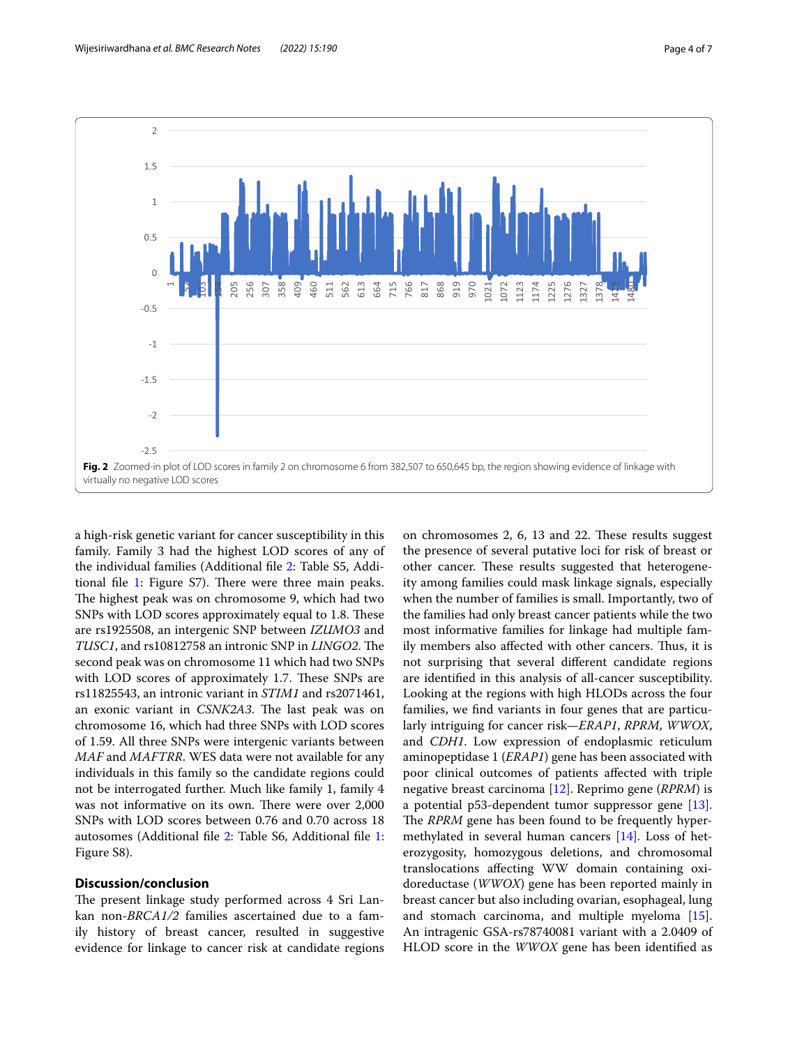Fig. 2 Zoomed-in plot of LOD scores in family 2 on chromosome 6 from 382,507 to 650,645 bp, the region showing evidence of linkage with virtually no negative LOD scores

a high-risk genetic variant for cancer susceptibility in this family. Family 3 had the highest LOD scores of any of the individual families (Additional file 2: Table S5, Additional file 1: Figure S7). There were three main peaks. The highest peak was on chromosome 9, which had two SNPs with LOD scores approximately equal to 1.8. These are rs1925508, an intergenic SNP between *IZUMO3* and *TUSC1*, and rs10812758 an intronic SNP in *LINGO2*. The second peak was on chromosome 11 which had two SNPs with LOD scores of approximately 1.7. These SNPs are rs11825543, an intronic variant in *STIM1* and rs2071461, an exonic variant in *CSNK2A3*. The last peak was on chromosome 16, which had three SNPs with LOD scores of 1.59. All three SNPs were intergenic variants between *MAF* and *MAFTRR*. WES data were not available for any individuals in this family so the candidate regions could not be interrogated further. Much like family 1, family 4 was not informative on its own. There were over 2,000 SNPs with LOD scores between 0.76 and 0.70 across 18 autosomes (Additional file 2: Table S6, Additional file 1: Figure S8).

## Discussion/conclusion

The present linkage study performed across 4 Sri Lankan non-*BRCA1/2* families ascertained due to a family history of breast cancer, resulted in suggestive evidence for linkage to cancer risk at candidate regions on chromosomes 2, 6, 13 and 22. These results suggest the presence of several putative loci for risk of breast or other cancer. These results suggested that heterogeneity among families could mask linkage signals, especially when the number of families is small. Importantly, two of the families had only breast cancer patients while the two most informative families for linkage had multiple family members also affected with other cancers. Thus, it is not surprising that several different candidate regions are identified in this analysis of all-cancer susceptibility. Looking at the regions with high HLODs across the four families, we find variants in four genes that are particularly intriguing for cancer risk—*ERAP1*, *RPRM*, *WWOX*, and *CDH1*. Low expression of endoplasmic reticulum aminopeptidase 1 (*ERAP1*) gene has been associated with poor clinical outcomes of patients affected with triple negative breast carcinoma [12]. Reprimo gene (*RPRM*) is a potential p53-dependent tumor suppressor gene [13]. The *RPRM* gene has been found to be frequently hypermethylated in several human cancers [14]. Loss of heterozygosity, homozygous deletions, and chromosomal translocations affecting WW domain containing oxidoreductase (*WWOX*) gene has been reported mainly in breast cancer but also including ovarian, esophageal, lung and stomach carcinoma, and multiple myeloma [15]. An intragenic GSA-rs78740081 variant with a 2.0409 of HLOD score in the *WWOX* gene has been identified as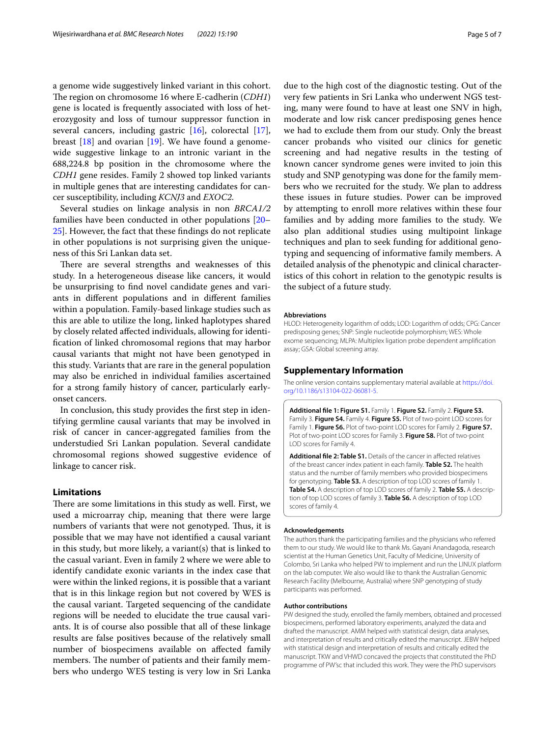a genome wide suggestively linked variant in this cohort. The region on chromosome 16 where E-cadherin (*CDH1*) gene is located is frequently associated with loss of heterozygosity and loss of tumour suppressor function in several cancers, including gastric [16], colorectal [17], breast [18] and ovarian [19]. We have found a genome-wide suggestive linkage to an intronic variant in the 688,224.8 bp position in the chromosome where the *CDH1* gene resides. Family 2 showed top linked variants in multiple genes that are interesting candidates for cancer susceptibility, including *KCNJ3* and *EXOC2.*

Several studies on linkage analysis in non *BRCA1/2* families have been conducted in other populations [20–25]. However, the fact that these findings do not replicate in other populations is not surprising given the uniqueness of this Sri Lankan data set.

There are several strengths and weaknesses of this study. In a heterogeneous disease like cancers, it would be unsurprising to find novel candidate genes and variants in different populations and in different families within a population. Family-based linkage studies such as this are able to utilize the long, linked haplotypes shared by closely related affected individuals, allowing for identification of linked chromosomal regions that may harbor causal variants that might not have been genotyped in this study. Variants that are rare in the general population may also be enriched in individual families ascertained for a strong family history of cancer, particularly early-onset cancers.

In conclusion, this study provides the first step in identifying germline causal variants that may be involved in risk of cancer in cancer-aggregated families from the understudied Sri Lankan population. Several candidate chromosomal regions showed suggestive evidence of linkage to cancer risk.

## Limitations

There are some limitations in this study as well. First, we used a microarray chip, meaning that there were large numbers of variants that were not genotyped. Thus, it is possible that we may have not identified a causal variant in this study, but more likely, a variant(s) that is linked to the casual variant. Even in family 2 where we were able to identify candidate exonic variants in the index case that were within the linked regions, it is possible that a variant that is in this linkage region but not covered by WES is the causal variant. Targeted sequencing of the candidate regions will be needed to elucidate the true causal variants. It is of course also possible that all of these linkage results are false positives because of the relatively small number of biospecimens available on affected family members. The number of patients and their family members who undergo WES testing is very low in Sri Lanka due to the high cost of the diagnostic testing. Out of the very few patients in Sri Lanka who underwent NGS testing, many were found to have at least one SNV in high, moderate and low risk cancer predisposing genes hence we had to exclude them from our study. Only the breast cancer probands who visited our clinics for genetic screening and had negative results in the testing of known cancer syndrome genes were invited to join this study and SNP genotyping was done for the family members who we recruited for the study. We plan to address these issues in future studies. Power can be improved by attempting to enroll more relatives within these four families and by adding more families to the study. We also plan additional studies using multipoint linkage techniques and plan to seek funding for additional genotyping and sequencing of informative family members. A detailed analysis of the phenotypic and clinical characteristics of this cohort in relation to the genotypic results is the subject of a future study.

### Abbreviations

HLOD: Heterogeneity logarithm of odds; LOD: Logarithm of odds; CPG: Cancer predisposing genes; SNP: Single nucleotide polymorphism; WES: Whole exome sequencing; MLPA: Multiplex ligation probe dependent amplification assay; GSA: Global screening array.

## Supplementary Information

The online version contains supplementary material available at https://doi.org/10.1186/s13104-022-06081-5.

**Additional file 1: Figure S1.** Family 1. **Figure S2.** Family 2. **Figure S3.** Family 3. **Figure S4.** Family 4. **Figure S5.** Plot of two-point LOD scores for Family 1. **Figure S6.** Plot of two-point LOD scores for Family 2. **Figure S7.** Plot of two-point LOD scores for Family 3. **Figure S8.** Plot of two-point LOD scores for Family 4.

**Additional file 2: Table S1.** Details of the cancer in affected relatives of the breast cancer index patient in each family. **Table S2.** The health status and the number of family members who provided biospecimens for genotyping. **Table S3.** A description of top LOD scores of family 1. **Table S4.** A description of top LOD scores of family 2. **Table S5.** A description of top LOD scores of family 3. **Table S6.** A description of top LOD scores of family 4.

### Acknowledgements

The authors thank the participating families and the physicians who referred them to our study. We would like to thank Ms. Gayani Anandagoda, research scientist at the Human Genetics Unit, Faculty of Medicine, University of Colombo, Sri Lanka who helped PW to implement and run the LINUX platform on the lab computer. We also would like to thank the Australian Genomic Research Facility (Melbourne, Australia) where SNP genotyping of study participants was performed.

### Author contributions

PW designed the study, enrolled the family members, obtained and processed biospecimens, performed laboratory experiments, analyzed the data and drafted the manuscript. AMM helped with statistical design, data analyses, and interpretation of results and critically edited the manuscript. JEBW helped with statistical design and interpretation of results and critically edited the manuscript. TKW and VHWD concaved the projects that constituted the PhD programme of PW'sc that included this work. They were the PhD supervisors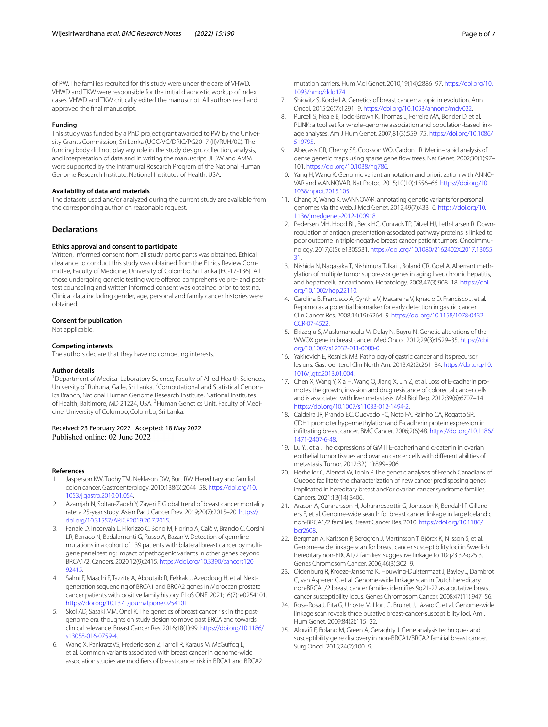of PW. The families recruited for this study were under the care of VHWD. VHWD and TKW were responsible for the initial diagnostic workup of index cases. VHWD and TKW critically edited the manuscript. All authors read and approved the final manuscript.

### Funding

This study was funded by a PhD project grant awarded to PW by the University Grants Commission, Sri Lanka (UGC/VC/DRIC/PG2017 (II)/RUH/02). The funding body did not play any role in the study design, collection, analysis, and interpretation of data and in writing the manuscript. JEBW and AMM were supported by the Intramural Research Program of the National Human Genome Research Institute, National Institutes of Health, USA.

### Availability of data and materials

The datasets used and/or analyzed during the current study are available from the corresponding author on reasonable request.

## Declarations

### Ethics approval and consent to participate

Written, informed consent from all study participants was obtained. Ethical clearance to conduct this study was obtained from the Ethics Review Committee, Faculty of Medicine, University of Colombo, Sri Lanka [EC-17-136]. All those undergoing genetic testing were offered comprehensive pre- and post-test counseling and written informed consent was obtained prior to testing. Clinical data including gender, age, personal and family cancer histories were obtained.

### Consent for publication

Not applicable.

### Competing interests

The authors declare that they have no competing interests.

### Author details

[1]Department of Medical Laboratory Science, Faculty of Allied Health Sciences, University of Ruhuna, Galle, Sri Lanka. [2]Computational and Statistical Genomics Branch, National Human Genome Research Institute, National Institutes of Health, Baltimore, MD 21224, USA. [3]Human Genetics Unit, Faculty of Medicine, University of Colombo, Colombo, Sri Lanka.

Received: 23 February 2022 Accepted: 18 May 2022
Published online: 02 June 2022

### References

1. Jasperson KW, Tuohy TM, Neklason DW, Burt RW. Hereditary and familial colon cancer. Gastroenterology. 2010;138(6):2044–58. https://doi.org/10.1053/j.gastro.2010.01.054.
2. Azamjah N, Soltan-Zadeh Y, Zayeri F. Global trend of breast cancer mortality rate: a 25-year study. Asian Pac J Cancer Prev. 2019;20(7):2015–20. https://doi.org/10.31557/APJCP.2019.20.7.2015.
3. Fanale D, Incorvaia L, Filorizzo C, Bono M, Fiorino A, Calò V, Brando C, Corsini LR, Barraco N, Badalamenti G, Russo A, Bazan V. Detection of germline mutations in a cohort of 139 patients with bilateral breast cancer by multi-gene panel testing: impact of pathogenic variants in other genes beyond BRCA1/2. Cancers. 2020;12(9):2415. https://doi.org/10.3390/cancers12092415.
4. Salmi F, Maachi F, Tazzite A, Aboutaib R, Fekkak J, Azeddoug H, et al. Next-generation sequencing of BRCA1 and BRCA2 genes in Moroccan prostate cancer patients with positive family history. PLoS ONE. 2021;16(7): e0254101. https://doi.org/10.1371/journal.pone.0254101.
5. Skol AD, Sasaki MM, Onel K. The genetics of breast cancer risk in the post-genome era: thoughts on study design to move past BRCA and towards clinical relevance. Breast Cancer Res. 2016;18(1):99. https://doi.org/10.1186/s13058-016-0759-4.
6. Wang X, Pankratz VS, Fredericksen Z, Tarrell R, Karaus M, McGuffog L, et al. Common variants associated with breast cancer in genome-wide association studies are modifiers of breast cancer risk in BRCA1 and BRCA2 mutation carriers. Hum Mol Genet. 2010;19(14):2886–97. https://doi.org/10.1093/hmg/ddq174.
7. Shiovitz S, Korde LA. Genetics of breast cancer: a topic in evolution. Ann Oncol. 2015;26(7):1291–9. https://doi.org/10.1093/annonc/mdv022.
8. Purcell S, Neale B, Todd-Brown K, Thomas L, Ferreira MA, Bender D, et al. PLINK: a tool set for whole-genome association and population-based linkage analyses. Am J Hum Genet. 2007;81(3):559–75. https://doi.org/10.1086/519795.
9. Abecasis GR, Cherny SS, Cookson WO, Cardon LR. Merlin–rapid analysis of dense genetic maps using sparse gene flow trees. Nat Genet. 2002;30(1):97–101. https://doi.org/10.1038/ng786.
10. Yang H, Wang K. Genomic variant annotation and prioritization with ANNOVAR and wANNOVAR. Nat Protoc. 2015;10(10):1556–66. https://doi.org/10.1038/nprot.2015.105.
11. Chang X, Wang K. wANNOVAR: annotating genetic variants for personal genomes via the web. J Med Genet. 2012;49(7):433–6. https://doi.org/10.1136/jmedgenet-2012-100918.
12. Pedersen MH, Hood BL, Beck HC, Conrads TP, Ditzel HJ, Leth-Larsen R. Downregulation of antigen presentation-associated pathway proteins is linked to poor outcome in triple-negative breast cancer patient tumors. Oncoimmunology. 2017;6(5): e1305531. https://doi.org/10.1080/2162402X.2017.1305531.
13. Nishida N, Nagasaka T, Nishimura T, Ikai I, Boland CR, Goel A. Aberrant methylation of multiple tumor suppressor genes in aging liver, chronic hepatitis, and hepatocellular carcinoma. Hepatology. 2008;47(3):908–18. https://doi.org/10.1002/hep.22110.
14. Carolina B, Francisco A, Cynthia V, Macarena V, Ignacio D, Francisco J, et al. Reprimo as a potential biomarker for early detection in gastric cancer. Clin Cancer Res. 2008;14(19):6264–9. https://doi.org/10.1158/1078-0432.CCR-07-4522.
15. Ekizoglu S, Muslumanoglu M, Dalay N, Buyru N. Genetic alterations of the WWOX gene in breast cancer. Med Oncol. 2012;29(3):1529–35. https://doi.org/10.1007/s12032-011-0080-0.
16. Yakirevich E, Resnick MB. Pathology of gastric cancer and its precursor lesions. Gastroenterol Clin North Am. 2013;42(2):261–84. https://doi.org/10.1016/j.gtc.2013.01.004.
17. Chen X, Wang Y, Xia H, Wang Q, Jiang X, Lin Z, et al. Loss of E-cadherin promotes the growth, invasion and drug resistance of colorectal cancer cells and is associated with liver metastasis. Mol Biol Rep. 2012;39(6):6707–14. https://doi.org/10.1007/s11033-012-1494-2.
18. Caldeira JR, Prando EC, Quevedo FC, Neto FA, Rainho CA, Rogatto SR. CDH1 promoter hypermethylation and E-cadherin protein expression in infiltrating breast cancer. BMC Cancer. 2006;2(6):48. https://doi.org/10.1186/1471-2407-6-48.
19. Lu YJ, et al. The expressions of GM II, E-cadherin and α-catenin in ovarian epithelial tumor tissues and ovarian cancer cells with different abilities of metastasis. Tumor. 2012;32(11):899–906.
20. Fierheller C, Alenezi W, Tonin P. The genetic analyses of French Canadians of Quebec facilitate the characterization of new cancer predisposing genes implicated in hereditary breast and/or ovarian cancer syndrome families. Cancers. 2021;13(14):3406.
21. Arason A, Gunnarsson H, Johannesdottir G, Jonasson K, Bendahl P, Gillanders E, et al. Genome-wide search for breast cancer linkage in large Icelandic non-BRCA1/2 families. Breast Cancer Res. 2010. https://doi.org/10.1186/bcr2608.
22. Bergman A, Karlsson P, Berggren J, Martinsson T, Björck K, Nilsson S, et al. Genome-wide linkage scan for breast cancer susceptibility loci in Swedish hereditary non-BRCA1/2 families: suggestive linkage to 10q23.32-q25.3. Genes Chromosom Cancer. 2006;46(3):302–9.
23. Oldenburg R, Kroeze-Jansema K, Houwing-Duistermaat J, Bayley J, Dambrot C, van Asperen C, et al. Genome-wide linkage scan in Dutch hereditary non-BRCA1/2 breast cancer families identifies 9q21-22 as a putative breast cancer susceptibility locus. Genes Chromosom Cancer. 2008;47(11):947–56.
24. Rosa-Rosa J, Pita G, Urioste M, Llort G, Brunet J, Lázaro C, et al. Genome-wide linkage scan reveals three putative breast-cancer-susceptibility loci. Am J Hum Genet. 2009;84(2):115–22.
25. Aloraifi F, Boland M, Green A, Geraghty J. Gene analysis techniques and susceptibility gene discovery in non-BRCA1/BRCA2 familial breast cancer. Surg Oncol. 2015;24(2):100–9.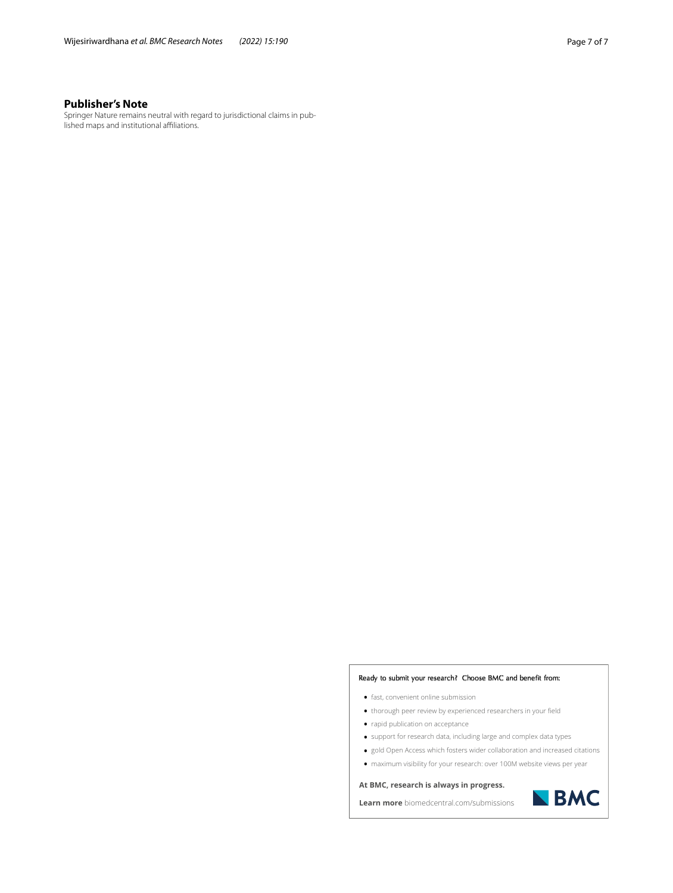## Publisher's Note

Springer Nature remains neutral with regard to jurisdictional claims in published maps and institutional affiliations.

Ready to submit your research? Choose BMC and benefit from:

- fast, convenient online submission
- thorough peer review by experienced researchers in your field
- rapid publication on acceptance
- support for research data, including large and complex data types
- gold Open Access which fosters wider collaboration and increased citations
- maximum visibility for your research: over 100M website views per year

**At BMC, research is always in progress.**

**Learn more** biomedcentral.com/submissions

BMC